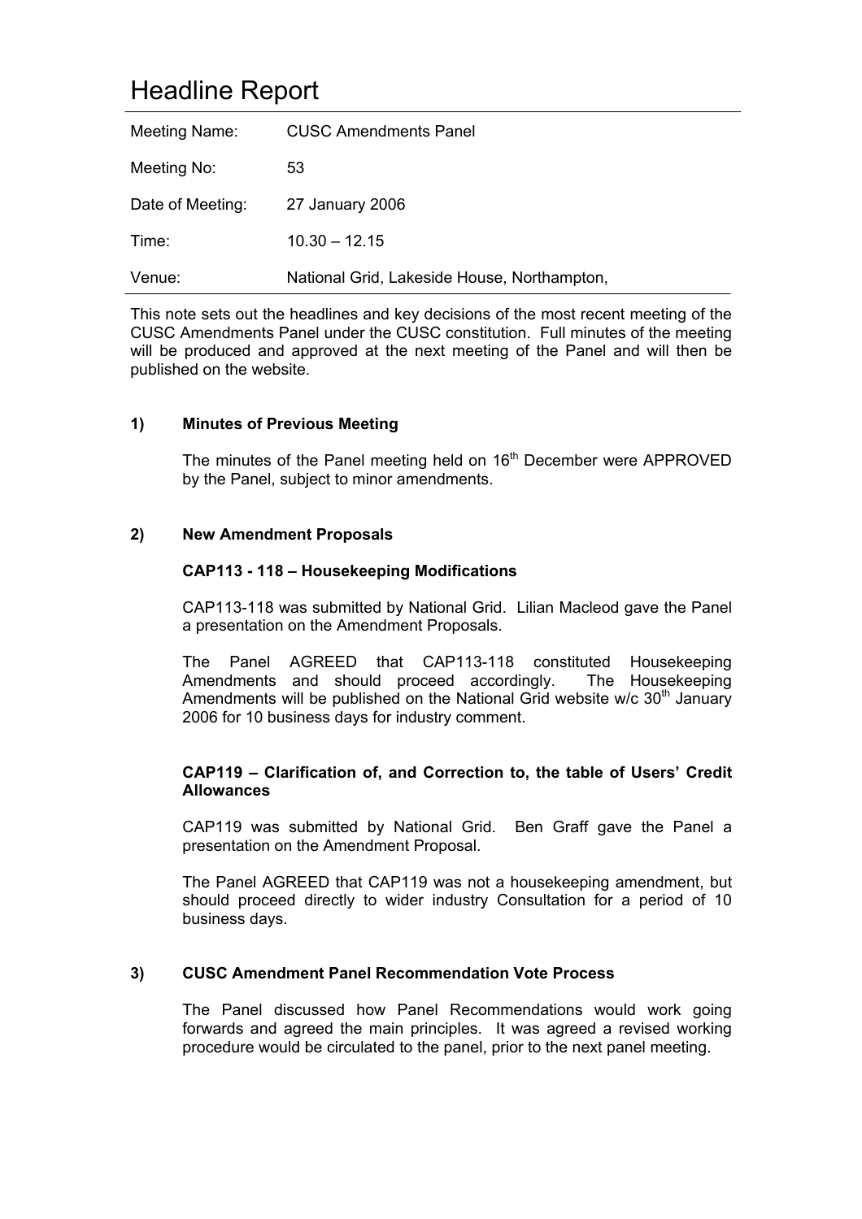# Headline Report

| Meeting Name: | CUSC Amendments Panel |
| --- | --- |
| Meeting No: | 53 |
| Date of Meeting: | 27 January 2006 |
| Time: | 10.30 – 12.15 |
| Venue: | National Grid, Lakeside House, Northampton, |

This note sets out the headlines and key decisions of the most recent meeting of the CUSC Amendments Panel under the CUSC constitution. Full minutes of the meeting will be produced and approved at the next meeting of the Panel and will then be published on the website.

**1) Minutes of Previous Meeting**

The minutes of the Panel meeting held on 16th December were APPROVED by the Panel, subject to minor amendments.

**2) New Amendment Proposals**

**CAP113 - 118 – Housekeeping Modifications**

CAP113-118 was submitted by National Grid. Lilian Macleod gave the Panel a presentation on the Amendment Proposals.

The Panel AGREED that CAP113-118 constituted Housekeeping Amendments and should proceed accordingly. The Housekeeping Amendments will be published on the National Grid website w/c 30th January 2006 for 10 business days for industry comment.

**CAP119 – Clarification of, and Correction to, the table of Users' Credit Allowances**

CAP119 was submitted by National Grid. Ben Graff gave the Panel a presentation on the Amendment Proposal.

The Panel AGREED that CAP119 was not a housekeeping amendment, but should proceed directly to wider industry Consultation for a period of 10 business days.

**3) CUSC Amendment Panel Recommendation Vote Process**

The Panel discussed how Panel Recommendations would work going forwards and agreed the main principles. It was agreed a revised working procedure would be circulated to the panel, prior to the next panel meeting.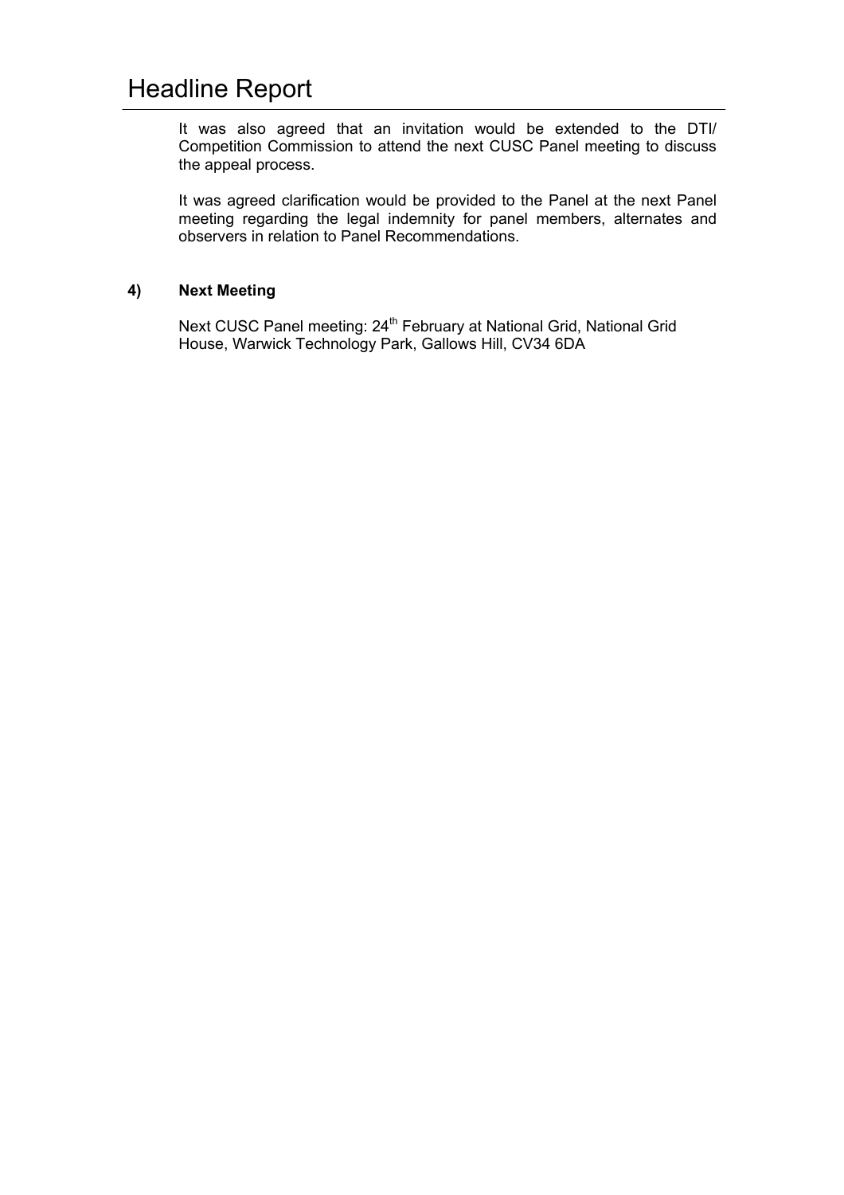It was also agreed that an invitation would be extended to the DTI/ Competition Commission to attend the next CUSC Panel meeting to discuss the appeal process.

It was agreed clarification would be provided to the Panel at the next Panel meeting regarding the legal indemnity for panel members, alternates and observers in relation to Panel Recommendations.

**4) Next Meeting**

Next CUSC Panel meeting: 24th February at National Grid, National Grid House, Warwick Technology Park, Gallows Hill, CV34 6DA